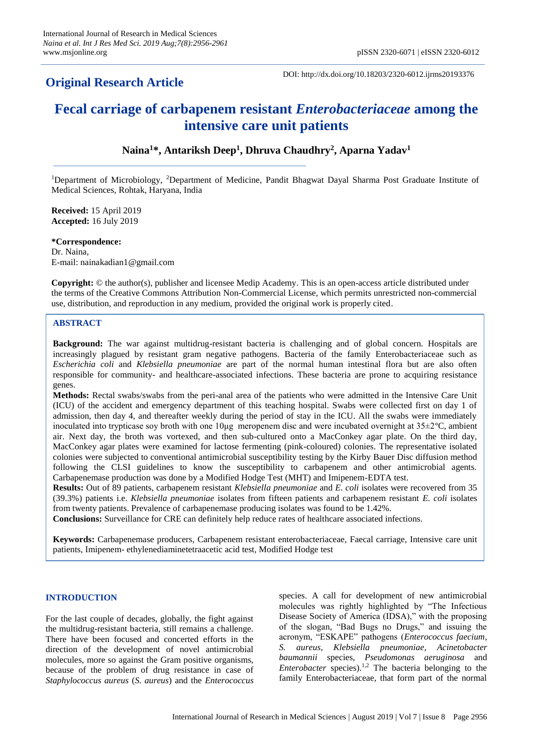**Original Research Article**

DOI: http://dx.doi.org/10.18203/2320-6012.ijrms20193376

# Fecal carriage of carbapenem resistant *Enterobacteriaceae* among the intensive care unit patients

**Naina[1]*, Antariksh Deep[1], Dhruva Chaudhry[2], Aparna Yadav[1]**

[1]Department of Microbiology, [2]Department of Medicine, Pandit Bhagwat Dayal Sharma Post Graduate Institute of Medical Sciences, Rohtak, Haryana, India

**Received:** 15 April 2019
**Accepted:** 16 July 2019

**\*Correspondence:**
Dr. Naina,
E-mail: nainakadian1@gmail.com

**Copyright:** © the author(s), publisher and licensee Medip Academy. This is an open-access article distributed under the terms of the Creative Commons Attribution Non-Commercial License, which permits unrestricted non-commercial use, distribution, and reproduction in any medium, provided the original work is properly cited.

## ABSTRACT

**Background:** The war against multidrug-resistant bacteria is challenging and of global concern. Hospitals are increasingly plagued by resistant gram negative pathogens. Bacteria of the family Enterobacteriaceae such as *Escherichia coli* and *Klebsiella pneumoniae* are part of the normal human intestinal flora but are also often responsible for community- and healthcare-associated infections. These bacteria are prone to acquiring resistance genes.

**Methods:** Rectal swabs/swabs from the peri-anal area of the patients who were admitted in the Intensive Care Unit (ICU) of the accident and emergency department of this teaching hospital. Swabs were collected first on day 1 of admission, then day 4, and thereafter weekly during the period of stay in the ICU. All the swabs were immediately inoculated into trypticase soy broth with one 10µg meropenem disc and were incubated overnight at 35±2ºC, ambient air. Next day, the broth was vortexed, and then sub-cultured onto a MacConkey agar plate. On the third day, MacConkey agar plates were examined for lactose fermenting (pink-coloured) colonies. The representative isolated colonies were subjected to conventional antimicrobial susceptibility testing by the Kirby Bauer Disc diffusion method following the CLSI guidelines to know the susceptibility to carbapenem and other antimicrobial agents. Carbapenemase production was done by a Modified Hodge Test (MHT) and Imipenem-EDTA test.

**Results:** Out of 89 patients, carbapenem resistant *Klebsiella pneumoniae* and *E. coli* isolates were recovered from 35 (39.3%) patients i.e. *Klebsiella pneumoniae* isolates from fifteen patients and carbapenem resistant *E. coli* isolates from twenty patients. Prevalence of carbapenemase producing isolates was found to be 1.42%.

**Conclusions:** Surveillance for CRE can definitely help reduce rates of healthcare associated infections.

**Keywords:** Carbapenemase producers, Carbapenem resistant enterobacteriaceae, Faecal carriage, Intensive care unit patients, Imipenem- ethylenediaminetetraacetic acid test, Modified Hodge test

## INTRODUCTION

For the last couple of decades, globally, the fight against the multidrug-resistant bacteria, still remains a challenge. There have been focused and concerted efforts in the direction of the development of novel antimicrobial molecules, more so against the Gram positive organisms, because of the problem of drug resistance in case of *Staphylococcus aureus* (*S. aureus*) and the *Enterococcus* species. A call for development of new antimicrobial molecules was rightly highlighted by "The Infectious Disease Society of America (IDSA)," with the proposing of the slogan, "Bad Bugs no Drugs," and issuing the acronym, "ESKAPE" pathogens (*Enterococcus faecium*, *S. aureus*, *Klebsiella pneumoniae*, *Acinetobacter baumannii* species, *Pseudomonas aeruginosa* and *Enterobacter* species).[1,2] The bacteria belonging to the family Enterobacteriaceae, that form part of the normal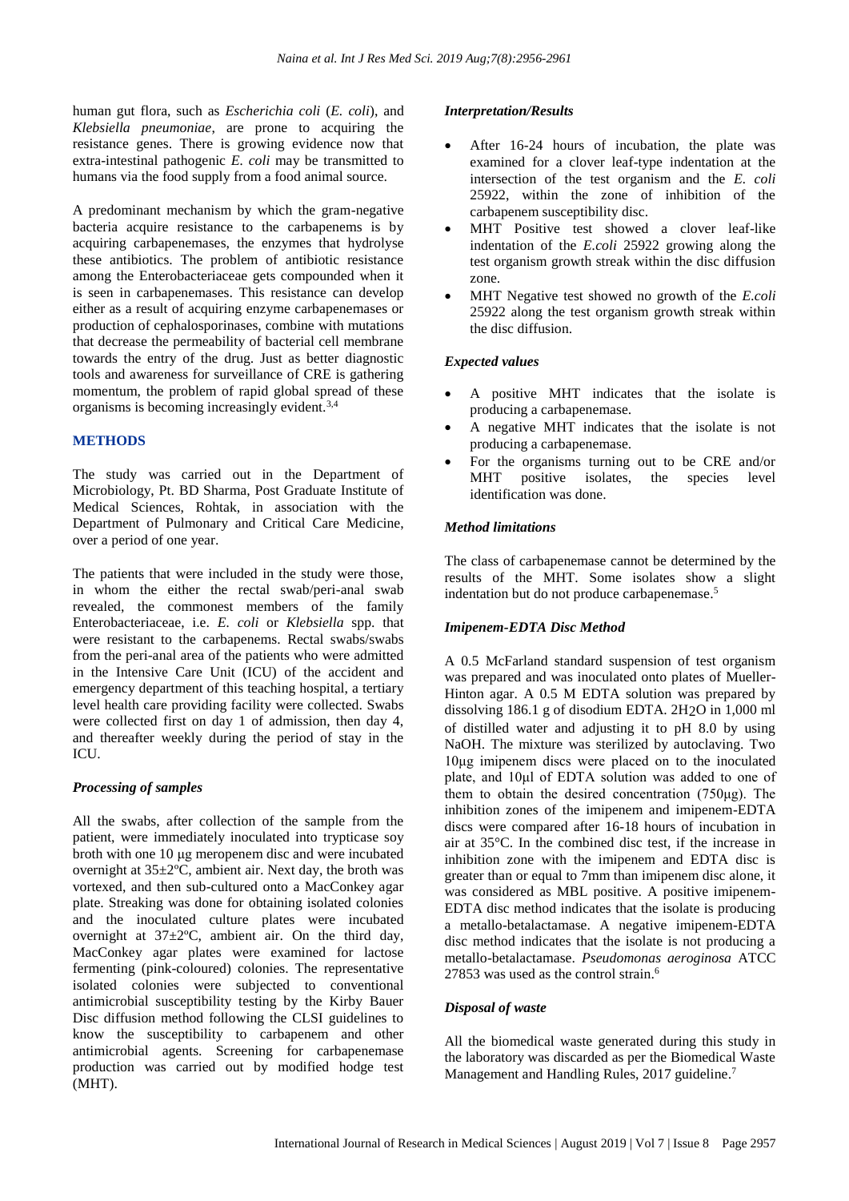human gut flora, such as *Escherichia coli* (*E. coli*), and *Klebsiella pneumoniae*, are prone to acquiring the resistance genes. There is growing evidence now that extra-intestinal pathogenic *E. coli* may be transmitted to humans via the food supply from a food animal source.

A predominant mechanism by which the gram-negative bacteria acquire resistance to the carbapenems is by acquiring carbapenemases, the enzymes that hydrolyse these antibiotics. The problem of antibiotic resistance among the Enterobacteriaceae gets compounded when it is seen in carbapenemases. This resistance can develop either as a result of acquiring enzyme carbapenemases or production of cephalosporinases, combine with mutations that decrease the permeability of bacterial cell membrane towards the entry of the drug. Just as better diagnostic tools and awareness for surveillance of CRE is gathering momentum, the problem of rapid global spread of these organisms is becoming increasingly evident.[3,4]

## METHODS

The study was carried out in the Department of Microbiology, Pt. BD Sharma, Post Graduate Institute of Medical Sciences, Rohtak, in association with the Department of Pulmonary and Critical Care Medicine, over a period of one year.

The patients that were included in the study were those, in whom the either the rectal swab/peri-anal swab revealed, the commonest members of the family Enterobacteriaceae, i.e. *E. coli* or *Klebsiella* spp. that were resistant to the carbapenems. Rectal swabs/swabs from the peri-anal area of the patients who were admitted in the Intensive Care Unit (ICU) of the accident and emergency department of this teaching hospital, a tertiary level health care providing facility were collected. Swabs were collected first on day 1 of admission, then day 4, and thereafter weekly during the period of stay in the ICU.

### *Processing of samples*

All the swabs, after collection of the sample from the patient, were immediately inoculated into trypticase soy broth with one 10 µg meropenem disc and were incubated overnight at 35±2ºC, ambient air. Next day, the broth was vortexed, and then sub-cultured onto a MacConkey agar plate. Streaking was done for obtaining isolated colonies and the inoculated culture plates were incubated overnight at 37±2ºC, ambient air. On the third day, MacConkey agar plates were examined for lactose fermenting (pink-coloured) colonies. The representative isolated colonies were subjected to conventional antimicrobial susceptibility testing by the Kirby Bauer Disc diffusion method following the CLSI guidelines to know the susceptibility to carbapenem and other antimicrobial agents. Screening for carbapenemase production was carried out by modified hodge test (MHT).

### *Interpretation/Results*

- After 16-24 hours of incubation, the plate was examined for a clover leaf-type indentation at the intersection of the test organism and the *E. coli* 25922, within the zone of inhibition of the carbapenem susceptibility disc.
- MHT Positive test showed a clover leaf-like indentation of the *E.coli* 25922 growing along the test organism growth streak within the disc diffusion zone.
- MHT Negative test showed no growth of the *E.coli* 25922 along the test organism growth streak within the disc diffusion.

### *Expected values*

- A positive MHT indicates that the isolate is producing a carbapenemase.
- A negative MHT indicates that the isolate is not producing a carbapenemase.
- For the organisms turning out to be CRE and/or MHT positive isolates, the species level identification was done.

### *Method limitations*

The class of carbapenemase cannot be determined by the results of the MHT. Some isolates show a slight indentation but do not produce carbapenemase.[5]

### *Imipenem-EDTA Disc Method*

A 0.5 McFarland standard suspension of test organism was prepared and was inoculated onto plates of Mueller-Hinton agar. A 0.5 M EDTA solution was prepared by dissolving 186.1 g of disodium EDTA. $2H_2O$ in 1,000 ml of distilled water and adjusting it to pH 8.0 by using NaOH. The mixture was sterilized by autoclaving. Two 10µg imipenem discs were placed on to the inoculated plate, and 10µl of EDTA solution was added to one of them to obtain the desired concentration (750µg). The inhibition zones of the imipenem and imipenem-EDTA discs were compared after 16-18 hours of incubation in air at 35°C. In the combined disc test, if the increase in inhibition zone with the imipenem and EDTA disc is greater than or equal to 7mm than imipenem disc alone, it was considered as MBL positive. A positive imipenem-EDTA disc method indicates that the isolate is producing a metallo-betalactamase. A negative imipenem-EDTA disc method indicates that the isolate is not producing a metallo-betalactamase. *Pseudomonas aeroginosa* ATCC 27853 was used as the control strain.[6]

### *Disposal of waste*

All the biomedical waste generated during this study in the laboratory was discarded as per the Biomedical Waste Management and Handling Rules, 2017 guideline.[7]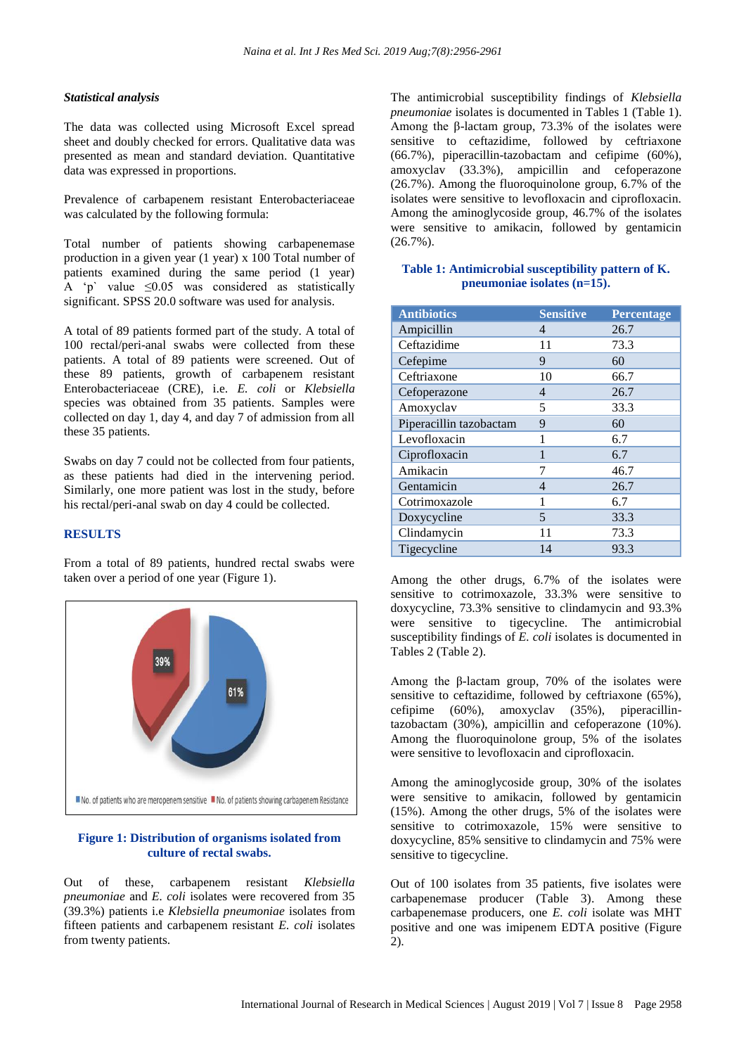### *Statistical analysis*

The data was collected using Microsoft Excel spread sheet and doubly checked for errors. Qualitative data was presented as mean and standard deviation. Quantitative data was expressed in proportions.

Prevalence of carbapenem resistant Enterobacteriaceae was calculated by the following formula:

Total number of patients showing carbapenemase production in a given year (1 year) x 100 Total number of patients examined during the same period (1 year) A 'p' value $\leq 0.05$ was considered as statistically significant. SPSS 20.0 software was used for analysis.

A total of 89 patients formed part of the study. A total of 100 rectal/peri-anal swabs were collected from these patients. A total of 89 patients were screened. Out of these 89 patients, growth of carbapenem resistant Enterobacteriaceae (CRE), i.e. *E. coli* or *Klebsiella* species was obtained from 35 patients. Samples were collected on day 1, day 4, and day 7 of admission from all these 35 patients.

Swabs on day 7 could not be collected from four patients, as these patients had died in the intervening period. Similarly, one more patient was lost in the study, before his rectal/peri-anal swab on day 4 could be collected.

## RESULTS

From a total of 89 patients, hundred rectal swabs were taken over a period of one year (Figure 1).

**Figure 1: Distribution of organisms isolated from culture of rectal swabs.**

Out of these, carbapenem resistant *Klebsiella pneumoniae* and *E. coli* isolates were recovered from 35 (39.3%) patients i.e *Klebsiella pneumoniae* isolates from fifteen patients and carbapenem resistant *E. coli* isolates from twenty patients.

The antimicrobial susceptibility findings of *Klebsiella pneumoniae* isolates is documented in Tables 1 (Table 1). Among the β-lactam group, 73.3% of the isolates were sensitive to ceftazidime, followed by ceftriaxone (66.7%), piperacillin-tazobactam and cefipime (60%), amoxyclav (33.3%), ampicillin and cefoperazone (26.7%). Among the fluoroquinolone group, 6.7% of the isolates were sensitive to levofloxacin and ciprofloxacin. Among the aminoglycoside group, 46.7% of the isolates were sensitive to amikacin, followed by gentamicin (26.7%).

**Table 1: Antimicrobial susceptibility pattern of K. pneumoniae isolates (n=15).**

| Antibiotics | Sensitive | Percentage |
|---|---|---|
| Ampicillin | 4 | 26.7 |
| Ceftazidime | 11 | 73.3 |
| Cefepime | 9 | 60 |
| Ceftriaxone | 10 | 66.7 |
| Cefoperazone | 4 | 26.7 |
| Amoxyclav | 5 | 33.3 |
| Piperacillin tazobactam | 9 | 60 |
| Levofloxacin | 1 | 6.7 |
| Ciprofloxacin | 1 | 6.7 |
| Amikacin | 7 | 46.7 |
| Gentamicin | 4 | 26.7 |
| Cotrimoxazole | 1 | 6.7 |
| Doxycycline | 5 | 33.3 |
| Clindamycin | 11 | 73.3 |
| Tigecycline | 14 | 93.3 |

Among the other drugs, 6.7% of the isolates were sensitive to cotrimoxazole, 33.3% were sensitive to doxycycline, 73.3% sensitive to clindamycin and 93.3% were sensitive to tigecycline. The antimicrobial susceptibility findings of *E. coli* isolates is documented in Tables 2 (Table 2).

Among the β-lactam group, 70% of the isolates were sensitive to ceftazidime, followed by ceftriaxone (65%), cefipime (60%), amoxyclav (35%), piperacillin-tazobactam (30%), ampicillin and cefoperazone (10%). Among the fluoroquinolone group, 5% of the isolates were sensitive to levofloxacin and ciprofloxacin.

Among the aminoglycoside group, 30% of the isolates were sensitive to amikacin, followed by gentamicin (15%). Among the other drugs, 5% of the isolates were sensitive to cotrimoxazole, 15% were sensitive to doxycycline, 85% sensitive to clindamycin and 75% were sensitive to tigecycline.

Out of 100 isolates from 35 patients, five isolates were carbapenemase producer (Table 3). Among these carbapenemase producers, one *E. coli* isolate was MHT positive and one was imipenem EDTA positive (Figure 2).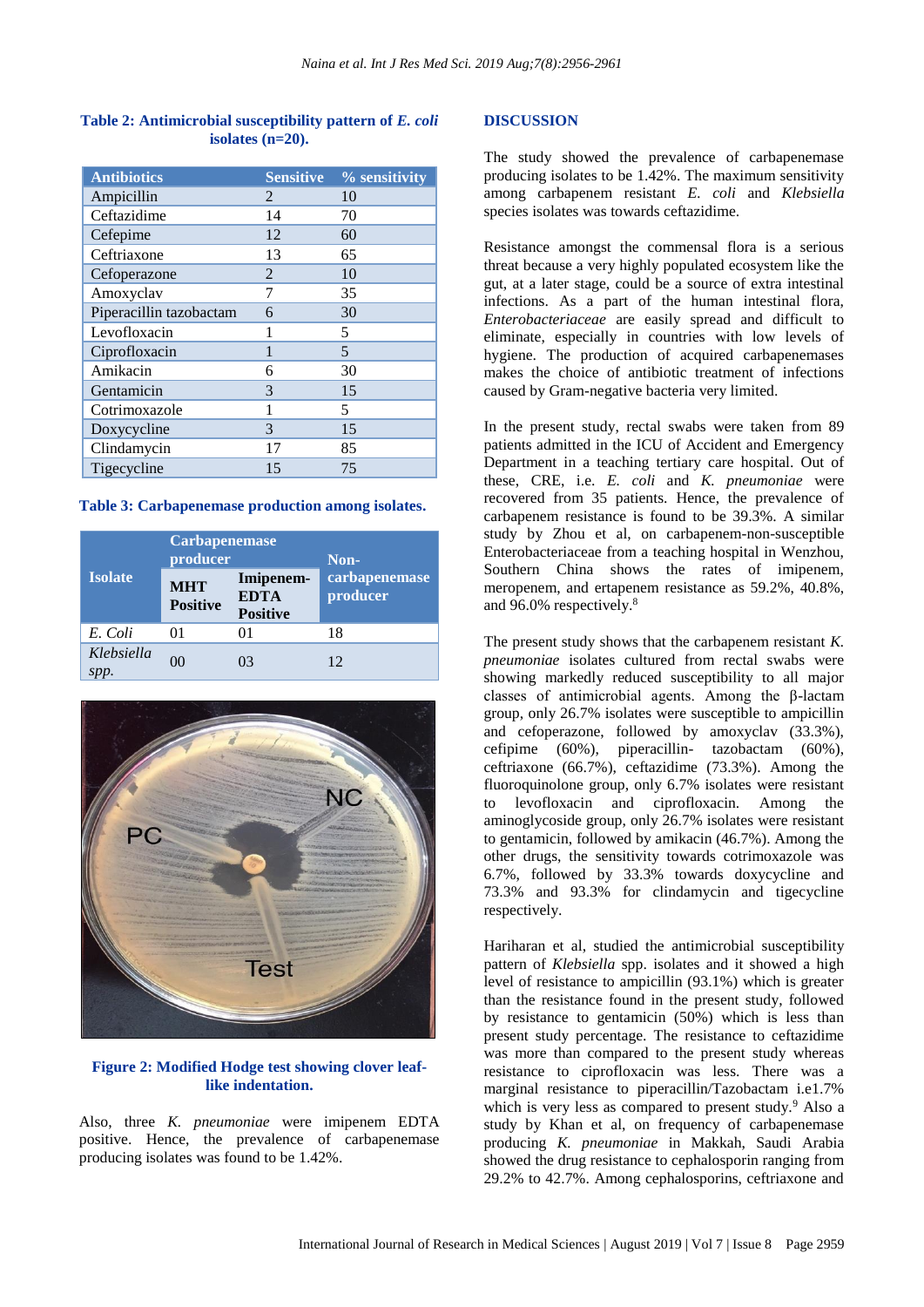**Table 2: Antimicrobial susceptibility pattern of *E. coli* isolates (n=20).**

| Antibiotics | Sensitive | % sensitivity |
|---|---|---|
| Ampicillin | 2 | 10 |
| Ceftazidime | 14 | 70 |
| Cefepime | 12 | 60 |
| Ceftriaxone | 13 | 65 |
| Cefoperazone | 2 | 10 |
| Amoxyclav | 7 | 35 |
| Piperacillin tazobactam | 6 | 30 |
| Levofloxacin | 1 | 5 |
| Ciprofloxacin | 1 | 5 |
| Amikacin | 6 | 30 |
| Gentamicin | 3 | 15 |
| Cotrimoxazole | 1 | 5 |
| Doxycycline | 3 | 15 |
| Clindamycin | 17 | 85 |
| Tigecycline | 15 | 75 |

**Table 3: Carbapenemase production among isolates.**

| Isolate | Carbapenemase producer | | Non-carbapenemase producer |
|---|---|---|---|
| | MHT Positive | Imipenem-EDTA Positive | |
| *E. Coli* | 01 | 01 | 18 |
| *Klebsiella spp.* | 00 | 03 | 12 |

**Figure 2: Modified Hodge test showing clover leaf-like indentation.**

Also, three *K. pneumoniae* were imipenem EDTA positive. Hence, the prevalence of carbapenemase producing isolates was found to be 1.42%.

## DISCUSSION

The study showed the prevalence of carbapenemase producing isolates to be 1.42%. The maximum sensitivity among carbapenem resistant *E. coli* and *Klebsiella* species isolates was towards ceftazidime.

Resistance amongst the commensal flora is a serious threat because a very highly populated ecosystem like the gut, at a later stage, could be a source of extra intestinal infections. As a part of the human intestinal flora, *Enterobacteriaceae* are easily spread and difficult to eliminate, especially in countries with low levels of hygiene. The production of acquired carbapenemases makes the choice of antibiotic treatment of infections caused by Gram-negative bacteria very limited.

In the present study, rectal swabs were taken from 89 patients admitted in the ICU of Accident and Emergency Department in a teaching tertiary care hospital. Out of these, CRE, i.e. *E. coli* and *K. pneumoniae* were recovered from 35 patients. Hence, the prevalence of carbapenem resistance is found to be 39.3%. A similar study by Zhou et al, on carbapenem-non-susceptible Enterobacteriaceae from a teaching hospital in Wenzhou, Southern China shows the rates of imipenem, meropenem, and ertapenem resistance as 59.2%, 40.8%, and 96.0% respectively.[8]

The present study shows that the carbapenem resistant *K. pneumoniae* isolates cultured from rectal swabs were showing markedly reduced susceptibility to all major classes of antimicrobial agents. Among the β-lactam group, only 26.7% isolates were susceptible to ampicillin and cefoperazone, followed by amoxyclav (33.3%), cefipime (60%), piperacillin- tazobactam (60%), ceftriaxone (66.7%), ceftazidime (73.3%). Among the fluoroquinolone group, only 6.7% isolates were resistant to levofloxacin and ciprofloxacin. Among the aminoglycoside group, only 26.7% isolates were resistant to gentamicin, followed by amikacin (46.7%). Among the other drugs, the sensitivity towards cotrimoxazole was 6.7%, followed by 33.3% towards doxycycline and 73.3% and 93.3% for clindamycin and tigecycline respectively.

Hariharan et al, studied the antimicrobial susceptibility pattern of *Klebsiella* spp. isolates and it showed a high level of resistance to ampicillin (93.1%) which is greater than the resistance found in the present study, followed by resistance to gentamicin (50%) which is less than present study percentage. The resistance to ceftazidime was more than compared to the present study whereas resistance to ciprofloxacin was less. There was a marginal resistance to piperacillin/Tazobactam i.e1.7% which is very less as compared to present study.[9] Also a study by Khan et al, on frequency of carbapenemase producing *K. pneumoniae* in Makkah, Saudi Arabia showed the drug resistance to cephalosporin ranging from 29.2% to 42.7%. Among cephalosporins, ceftriaxone and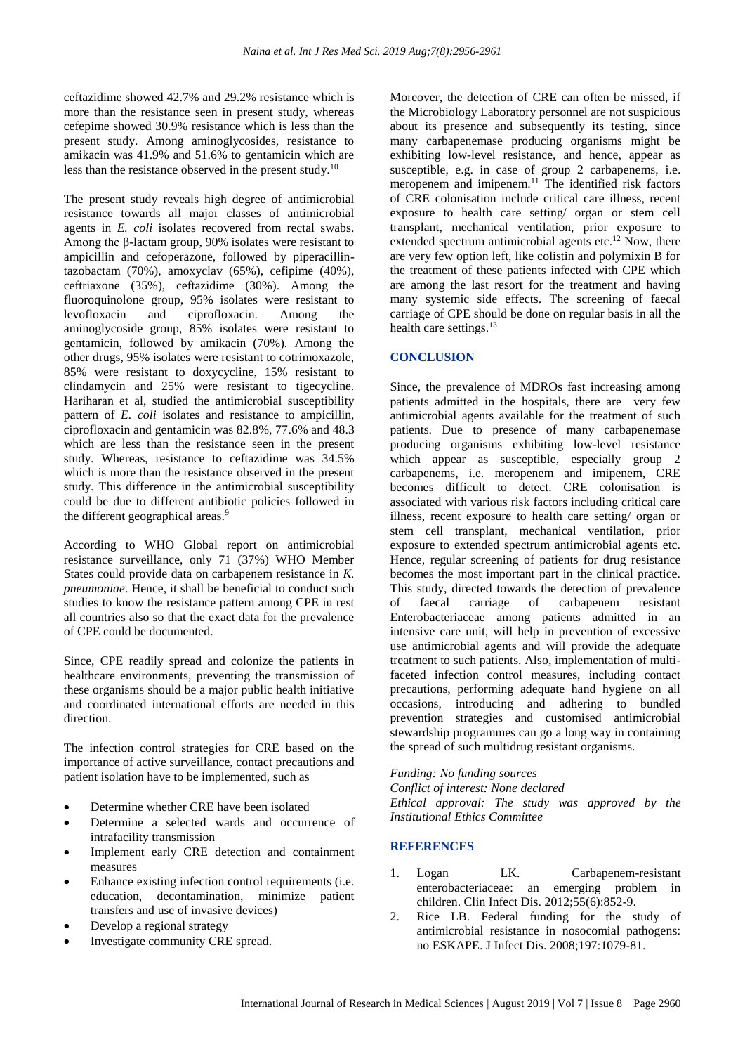ceftazidime showed 42.7% and 29.2% resistance which is more than the resistance seen in present study, whereas cefepime showed 30.9% resistance which is less than the present study. Among aminoglycosides, resistance to amikacin was 41.9% and 51.6% to gentamicin which are less than the resistance observed in the present study.[10]

The present study reveals high degree of antimicrobial resistance towards all major classes of antimicrobial agents in *E. coli* isolates recovered from rectal swabs. Among the β-lactam group, 90% isolates were resistant to ampicillin and cefoperazone, followed by piperacillin-tazobactam (70%), amoxyclav (65%), cefipime (40%), ceftriaxone (35%), ceftazidime (30%). Among the fluoroquinolone group, 95% isolates were resistant to levofloxacin and ciprofloxacin. Among the aminoglycoside group, 85% isolates were resistant to gentamicin, followed by amikacin (70%). Among the other drugs, 95% isolates were resistant to cotrimoxazole, 85% were resistant to doxycycline, 15% resistant to clindamycin and 25% were resistant to tigecycline. Hariharan et al, studied the antimicrobial susceptibility pattern of *E. coli* isolates and resistance to ampicillin, ciprofloxacin and gentamicin was 82.8%, 77.6% and 48.3 which are less than the resistance seen in the present study. Whereas, resistance to ceftazidime was 34.5% which is more than the resistance observed in the present study. This difference in the antimicrobial susceptibility could be due to different antibiotic policies followed in the different geographical areas.[9]

According to WHO Global report on antimicrobial resistance surveillance, only 71 (37%) WHO Member States could provide data on carbapenem resistance in *K. pneumoniae*. Hence, it shall be beneficial to conduct such studies to know the resistance pattern among CPE in rest all countries also so that the exact data for the prevalence of CPE could be documented.

Since, CPE readily spread and colonize the patients in healthcare environments, preventing the transmission of these organisms should be a major public health initiative and coordinated international efforts are needed in this direction.

The infection control strategies for CRE based on the importance of active surveillance, contact precautions and patient isolation have to be implemented, such as

- Determine whether CRE have been isolated
- Determine a selected wards and occurrence of intrafacility transmission
- Implement early CRE detection and containment measures
- Enhance existing infection control requirements (i.e. education, decontamination, minimize patient transfers and use of invasive devices)
- Develop a regional strategy
- Investigate community CRE spread.

Moreover, the detection of CRE can often be missed, if the Microbiology Laboratory personnel are not suspicious about its presence and subsequently its testing, since many carbapenemase producing organisms might be exhibiting low-level resistance, and hence, appear as susceptible, e.g. in case of group 2 carbapenems, i.e. meropenem and imipenem.[11] The identified risk factors of CRE colonisation include critical care illness, recent exposure to health care setting/ organ or stem cell transplant, mechanical ventilation, prior exposure to extended spectrum antimicrobial agents etc.[12] Now, there are very few option left, like colistin and polymixin B for the treatment of these patients infected with CPE which are among the last resort for the treatment and having many systemic side effects. The screening of faecal carriage of CPE should be done on regular basis in all the health care settings.[13]

## CONCLUSION

Since, the prevalence of MDROs fast increasing among patients admitted in the hospitals, there are very few antimicrobial agents available for the treatment of such patients. Due to presence of many carbapenemase producing organisms exhibiting low-level resistance which appear as susceptible, especially group 2 carbapenems, i.e. meropenem and imipenem, CRE becomes difficult to detect. CRE colonisation is associated with various risk factors including critical care illness, recent exposure to health care setting/ organ or stem cell transplant, mechanical ventilation, prior exposure to extended spectrum antimicrobial agents etc. Hence, regular screening of patients for drug resistance becomes the most important part in the clinical practice. This study, directed towards the detection of prevalence of faecal carriage of carbapenem resistant Enterobacteriaceae among patients admitted in an intensive care unit, will help in prevention of excessive use antimicrobial agents and will provide the adequate treatment to such patients. Also, implementation of multi-faceted infection control measures, including contact precautions, performing adequate hand hygiene on all occasions, introducing and adhering to bundled prevention strategies and customised antimicrobial stewardship programmes can go a long way in containing the spread of such multidrug resistant organisms.

*Funding: No funding sources*
*Conflict of interest: None declared*
*Ethical approval: The study was approved by the Institutional Ethics Committee*

## REFERENCES

1. Logan LK. Carbapenem-resistant enterobacteriaceae: an emerging problem in children. Clin Infect Dis. 2012;55(6):852-9.
2. Rice LB. Federal funding for the study of antimicrobial resistance in nosocomial pathogens: no ESKAPE. J Infect Dis. 2008;197:1079-81.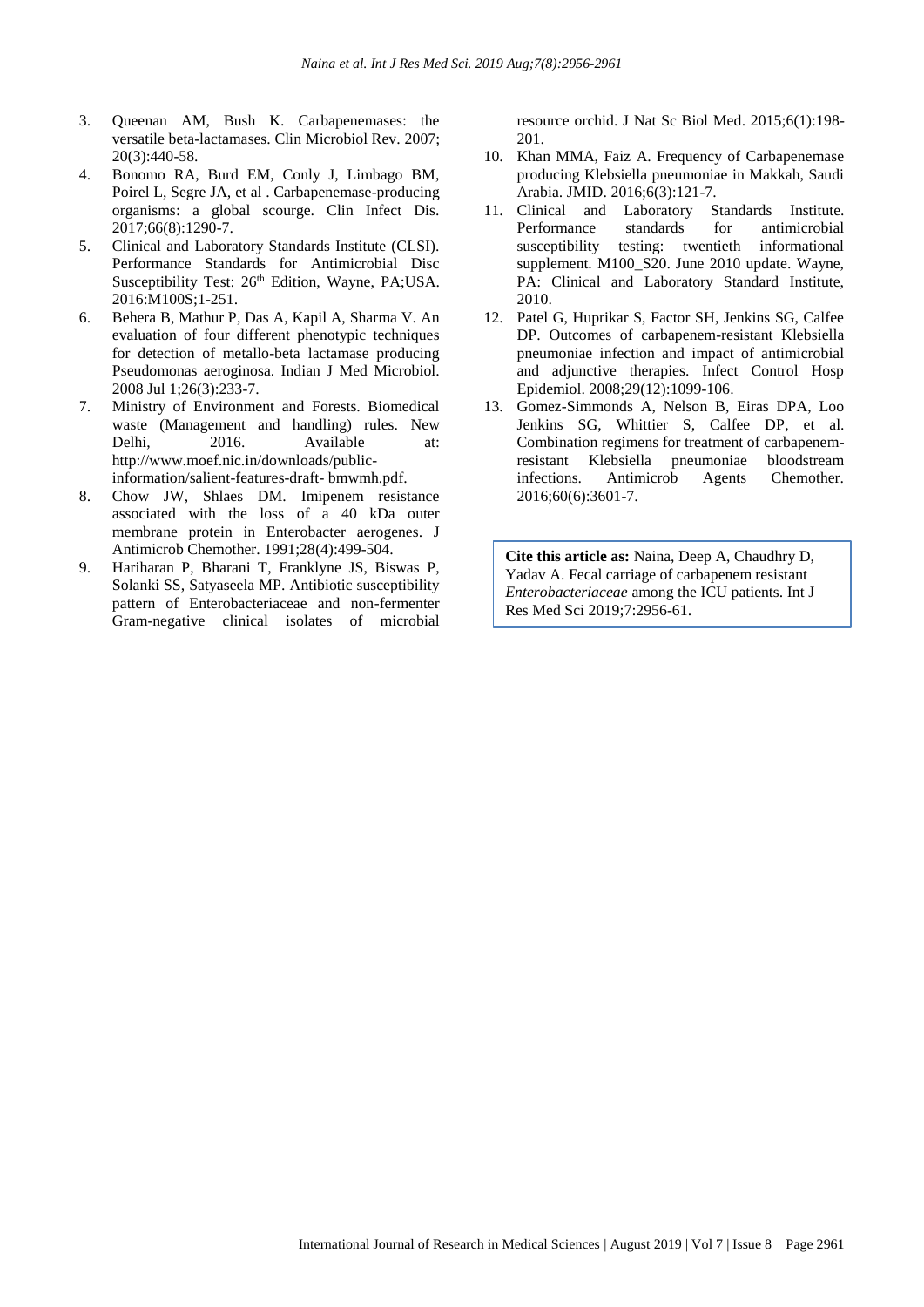3. Queenan AM, Bush K. Carbapenemases: the versatile beta-lactamases. Clin Microbiol Rev. 2007; 20(3):440-58.
4. Bonomo RA, Burd EM, Conly J, Limbago BM, Poirel L, Segre JA, et al . Carbapenemase-producing organisms: a global scourge. Clin Infect Dis. 2017;66(8):1290-7.
5. Clinical and Laboratory Standards Institute (CLSI). Performance Standards for Antimicrobial Disc Susceptibility Test: 26th Edition, Wayne, PA;USA. 2016:M100S;1-251.
6. Behera B, Mathur P, Das A, Kapil A, Sharma V. An evaluation of four different phenotypic techniques for detection of metallo-beta lactamase producing Pseudomonas aeroginosa. Indian J Med Microbiol. 2008 Jul 1;26(3):233-7.
7. Ministry of Environment and Forests. Biomedical waste (Management and handling) rules. New Delhi, 2016. Available at: http://www.moef.nic.in/downloads/public-information/salient-features-draft- bmwmh.pdf.
8. Chow JW, Shlaes DM. Imipenem resistance associated with the loss of a 40 kDa outer membrane protein in Enterobacter aerogenes. J Antimicrob Chemother. 1991;28(4):499-504.
9. Hariharan P, Bharani T, Franklyne JS, Biswas P, Solanki SS, Satyaseela MP. Antibiotic susceptibility pattern of Enterobacteriaceae and non-fermenter Gram-negative clinical isolates of microbial resource orchid. J Nat Sc Biol Med. 2015;6(1):198-201.
10. Khan MMA, Faiz A. Frequency of Carbapenemase producing Klebsiella pneumoniae in Makkah, Saudi Arabia. JMID. 2016;6(3):121-7.
11. Clinical and Laboratory Standards Institute. Performance standards for antimicrobial susceptibility testing: twentieth informational supplement. M100_S20. June 2010 update. Wayne, PA: Clinical and Laboratory Standard Institute, 2010.
12. Patel G, Huprikar S, Factor SH, Jenkins SG, Calfee DP. Outcomes of carbapenem-resistant Klebsiella pneumoniae infection and impact of antimicrobial and adjunctive therapies. Infect Control Hosp Epidemiol. 2008;29(12):1099-106.
13. Gomez-Simmonds A, Nelson B, Eiras DPA, Loo Jenkins SG, Whittier S, Calfee DP, et al. Combination regimens for treatment of carbapenem-resistant Klebsiella pneumoniae bloodstream infections. Antimicrob Agents Chemother. 2016;60(6):3601-7.

**Cite this article as:** Naina, Deep A, Chaudhry D, Yadav A. Fecal carriage of carbapenem resistant *Enterobacteriaceae* among the ICU patients. Int J Res Med Sci 2019;7:2956-61.